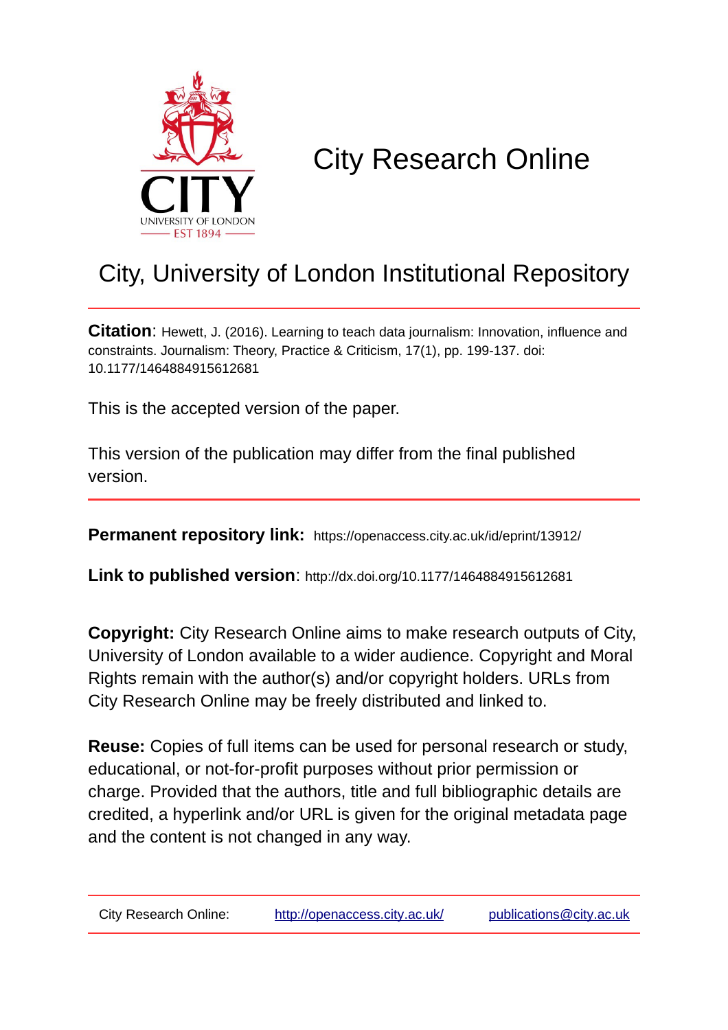# City Research Online

## City, University of London Institutional Repository

**Citation**: Hewett, J. (2016). Learning to teach data journalism: Innovation, influence and constraints. Journalism: Theory, Practice & Criticism, 17(1), pp. 199-137. doi: 10.1177/1464884915612681

This is the accepted version of the paper.

This version of the publication may differ from the final published version.

**Permanent repository link:** https://openaccess.city.ac.uk/id/eprint/13912/

**Link to published version**: http://dx.doi.org/10.1177/1464884915612681

**Copyright:** City Research Online aims to make research outputs of City, University of London available to a wider audience. Copyright and Moral Rights remain with the author(s) and/or copyright holders. URLs from City Research Online may be freely distributed and linked to.

**Reuse:** Copies of full items can be used for personal research or study, educational, or not-for-profit purposes without prior permission or charge. Provided that the authors, title and full bibliographic details are credited, a hyperlink and/or URL is given for the original metadata page and the content is not changed in any way.

City Research Online: http://openaccess.city.ac.uk/ publications@city.ac.uk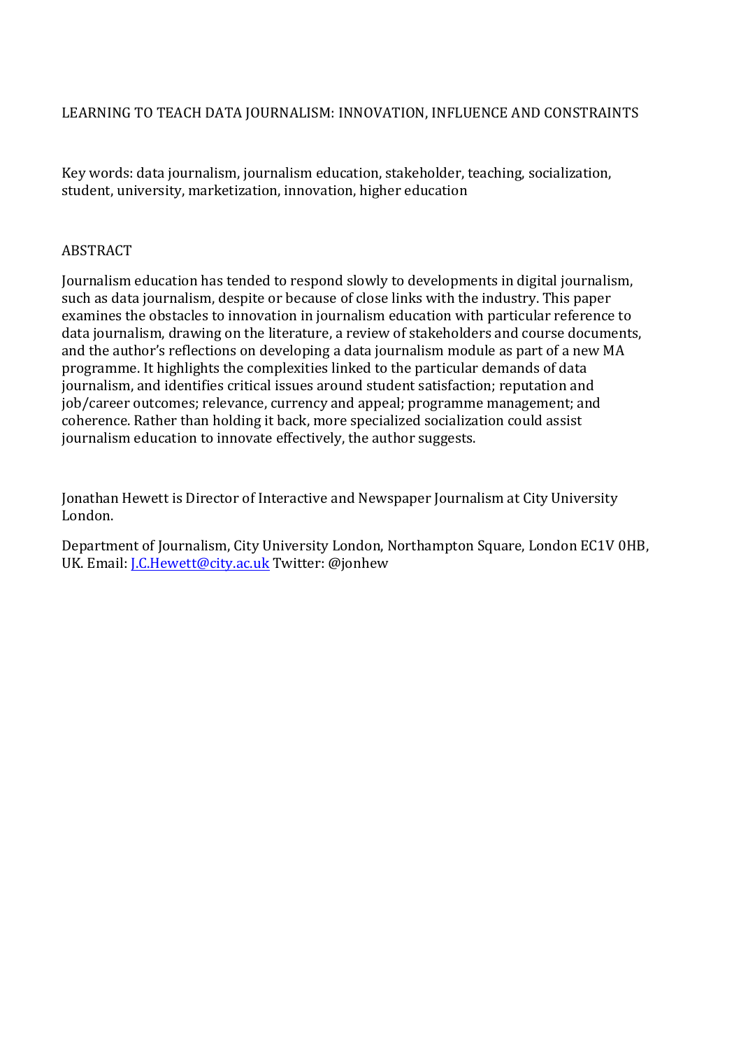# LEARNING TO TEACH DATA JOURNALISM: INNOVATION, INFLUENCE AND CONSTRAINTS

Key words: data journalism, journalism education, stakeholder, teaching, socialization, student, university, marketization, innovation, higher education

## ABSTRACT

Journalism education has tended to respond slowly to developments in digital journalism, such as data journalism, despite or because of close links with the industry. This paper examines the obstacles to innovation in journalism education with particular reference to data journalism, drawing on the literature, a review of stakeholders and course documents, and the author's reflections on developing a data journalism module as part of a new MA programme. It highlights the complexities linked to the particular demands of data journalism, and identifies critical issues around student satisfaction; reputation and job/career outcomes; relevance, currency and appeal; programme management; and coherence. Rather than holding it back, more specialized socialization could assist journalism education to innovate effectively, the author suggests.

Jonathan Hewett is Director of Interactive and Newspaper Journalism at City University London.

Department of Journalism, City University London, Northampton Square, London EC1V 0HB, UK. Email: [J.C.Hewett@city.ac.uk](mailto:J.C.Hewett@city.ac.uk) Twitter: @jonhew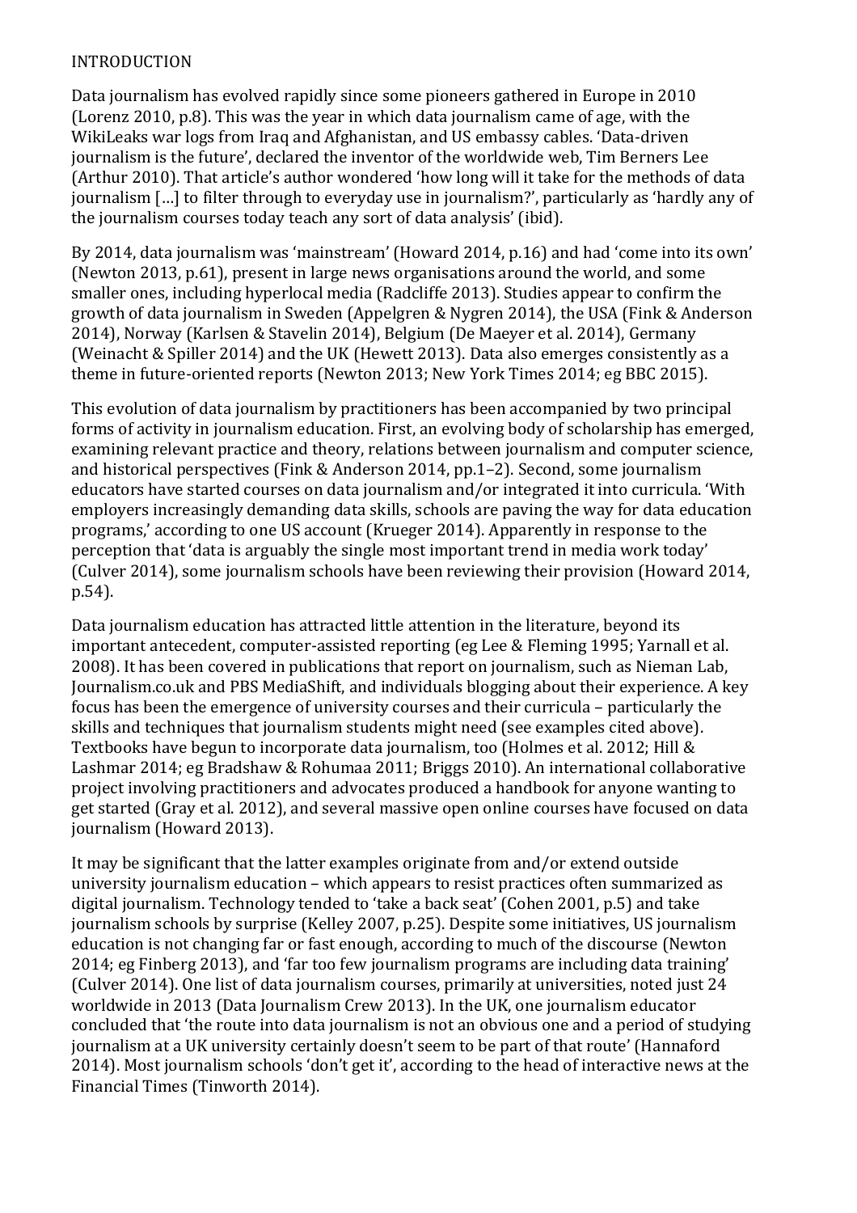## INTRODUCTION

Data journalism has evolved rapidly since some pioneers gathered in Europe in 2010 (Lorenz 2010, p.8). This was the year in which data journalism came of age, with the WikiLeaks war logs from Iraq and Afghanistan, and US embassy cables. 'Data-driven journalism is the future', declared the inventor of the worldwide web, Tim Berners Lee (Arthur 2010). That article's author wondered 'how long will it take for the methods of data journalism […] to filter through to everyday use in journalism?', particularly as 'hardly any of the journalism courses today teach any sort of data analysis' (ibid).

By 2014, data journalism was 'mainstream' (Howard 2014, p.16) and had 'come into its own' (Newton 2013, p.61), present in large news organisations around the world, and some smaller ones, including hyperlocal media (Radcliffe 2013). Studies appear to confirm the growth of data journalism in Sweden (Appelgren & Nygren 2014), the USA (Fink & Anderson 2014), Norway (Karlsen & Stavelin 2014), Belgium (De Maeyer et al. 2014), Germany (Weinacht & Spiller 2014) and the UK (Hewett 2013). Data also emerges consistently as a theme in future-oriented reports (Newton 2013; New York Times 2014; eg BBC 2015).

This evolution of data journalism by practitioners has been accompanied by two principal forms of activity in journalism education. First, an evolving body of scholarship has emerged, examining relevant practice and theory, relations between journalism and computer science, and historical perspectives (Fink & Anderson 2014, pp.1–2). Second, some journalism educators have started courses on data journalism and/or integrated it into curricula. 'With employers increasingly demanding data skills, schools are paving the way for data education programs,' according to one US account (Krueger 2014). Apparently in response to the perception that 'data is arguably the single most important trend in media work today' (Culver 2014), some journalism schools have been reviewing their provision (Howard 2014, p.54).

Data journalism education has attracted little attention in the literature, beyond its important antecedent, computer-assisted reporting (eg Lee & Fleming 1995; Yarnall et al. 2008). It has been covered in publications that report on journalism, such as Nieman Lab, Journalism.co.uk and PBS MediaShift, and individuals blogging about their experience. A key focus has been the emergence of university courses and their curricula – particularly the skills and techniques that journalism students might need (see examples cited above). Textbooks have begun to incorporate data journalism, too (Holmes et al. 2012; Hill & Lashmar 2014; eg Bradshaw & Rohumaa 2011; Briggs 2010). An international collaborative project involving practitioners and advocates produced a handbook for anyone wanting to get started (Gray et al. 2012), and several massive open online courses have focused on data journalism (Howard 2013).

It may be significant that the latter examples originate from and/or extend outside university journalism education – which appears to resist practices often summarized as digital journalism. Technology tended to 'take a back seat' (Cohen 2001, p.5) and take journalism schools by surprise (Kelley 2007, p.25). Despite some initiatives, US journalism education is not changing far or fast enough, according to much of the discourse (Newton 2014; eg Finberg 2013), and 'far too few journalism programs are including data training' (Culver 2014). One list of data journalism courses, primarily at universities, noted just 24 worldwide in 2013 (Data Journalism Crew 2013). In the UK, one journalism educator concluded that 'the route into data journalism is not an obvious one and a period of studying journalism at a UK university certainly doesn't seem to be part of that route' (Hannaford 2014). Most journalism schools 'don't get it', according to the head of interactive news at the Financial Times (Tinworth 2014).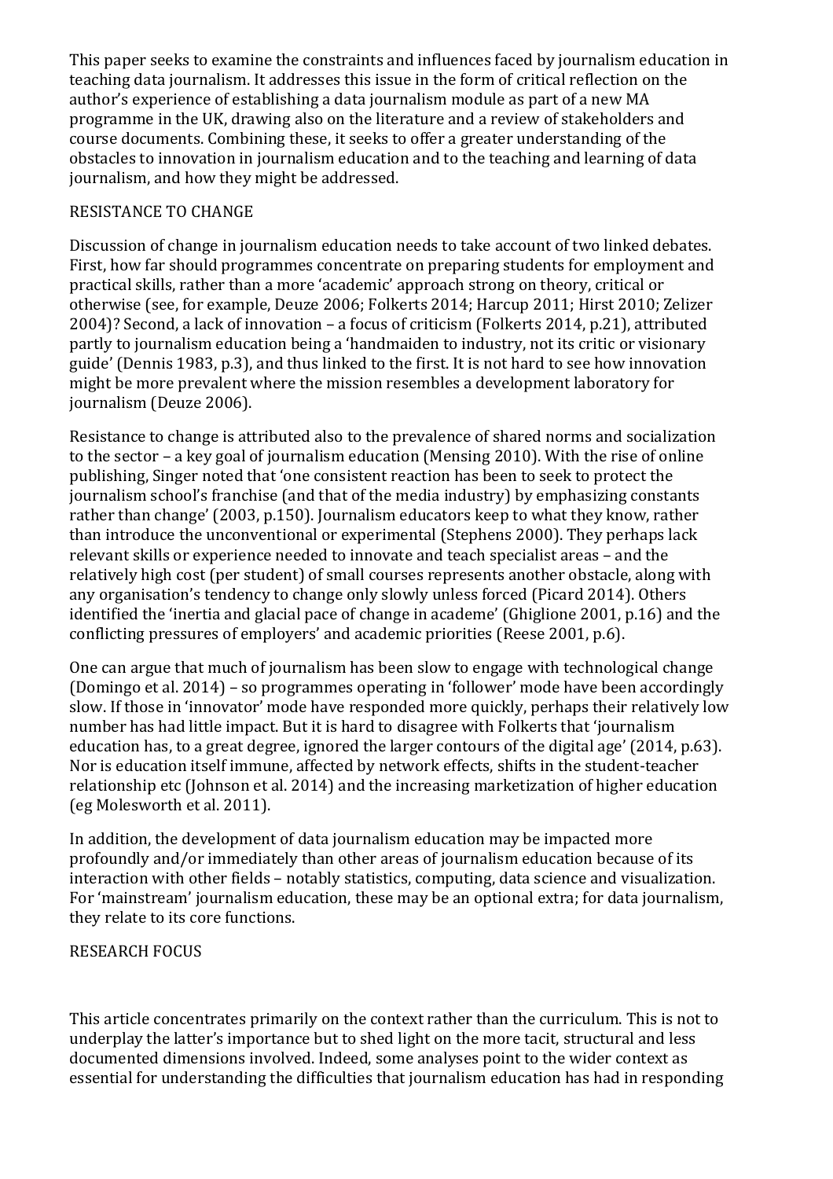This paper seeks to examine the constraints and influences faced by journalism education in teaching data journalism. It addresses this issue in the form of critical reflection on the author's experience of establishing a data journalism module as part of a new MA programme in the UK, drawing also on the literature and a review of stakeholders and course documents. Combining these, it seeks to offer a greater understanding of the obstacles to innovation in journalism education and to the teaching and learning of data journalism, and how they might be addressed.

## RESISTANCE TO CHANGE

Discussion of change in journalism education needs to take account of two linked debates. First, how far should programmes concentrate on preparing students for employment and practical skills, rather than a more 'academic' approach strong on theory, critical or otherwise (see, for example, Deuze 2006; Folkerts 2014; Harcup 2011; Hirst 2010; Zelizer 2004)? Second, a lack of innovation – a focus of criticism (Folkerts 2014, p.21), attributed partly to journalism education being a 'handmaiden to industry, not its critic or visionary guide' (Dennis 1983, p.3), and thus linked to the first. It is not hard to see how innovation might be more prevalent where the mission resembles a development laboratory for journalism (Deuze 2006).

Resistance to change is attributed also to the prevalence of shared norms and socialization to the sector – a key goal of journalism education (Mensing 2010). With the rise of online publishing, Singer noted that 'one consistent reaction has been to seek to protect the journalism school's franchise (and that of the media industry) by emphasizing constants rather than change' (2003, p.150). Journalism educators keep to what they know, rather than introduce the unconventional or experimental (Stephens 2000). They perhaps lack relevant skills or experience needed to innovate and teach specialist areas – and the relatively high cost (per student) of small courses represents another obstacle, along with any organisation's tendency to change only slowly unless forced (Picard 2014). Others identified the 'inertia and glacial pace of change in academe' (Ghiglione 2001, p.16) and the conflicting pressures of employers' and academic priorities (Reese 2001, p.6).

One can argue that much of journalism has been slow to engage with technological change (Domingo et al. 2014) – so programmes operating in 'follower' mode have been accordingly slow. If those in 'innovator' mode have responded more quickly, perhaps their relatively low number has had little impact. But it is hard to disagree with Folkerts that 'journalism education has, to a great degree, ignored the larger contours of the digital age' (2014, p.63). Nor is education itself immune, affected by network effects, shifts in the student-teacher relationship etc (Johnson et al. 2014) and the increasing marketization of higher education (eg Molesworth et al. 2011).

In addition, the development of data journalism education may be impacted more profoundly and/or immediately than other areas of journalism education because of its interaction with other fields – notably statistics, computing, data science and visualization. For 'mainstream' journalism education, these may be an optional extra; for data journalism, they relate to its core functions.

## RESEARCH FOCUS

This article concentrates primarily on the context rather than the curriculum. This is not to underplay the latter's importance but to shed light on the more tacit, structural and less documented dimensions involved. Indeed, some analyses point to the wider context as essential for understanding the difficulties that journalism education has had in responding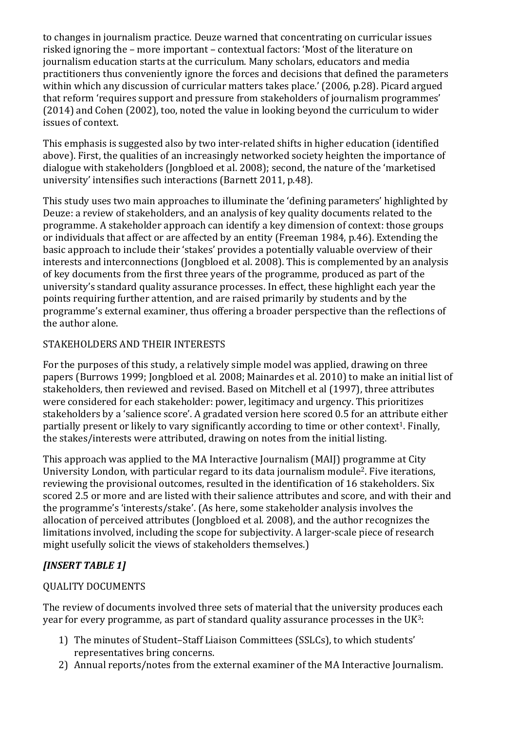to changes in journalism practice. Deuze warned that concentrating on curricular issues risked ignoring the – more important – contextual factors: 'Most of the literature on journalism education starts at the curriculum. Many scholars, educators and media practitioners thus conveniently ignore the forces and decisions that defined the parameters within which any discussion of curricular matters takes place.' (2006, p.28). Picard argued that reform 'requires support and pressure from stakeholders of journalism programmes' (2014) and Cohen (2002), too, noted the value in looking beyond the curriculum to wider issues of context.

This emphasis is suggested also by two inter-related shifts in higher education (identified above). First, the qualities of an increasingly networked society heighten the importance of dialogue with stakeholders (Jongbloed et al. 2008); second, the nature of the 'marketised university' intensifies such interactions (Barnett 2011, p.48).

This study uses two main approaches to illuminate the 'defining parameters' highlighted by Deuze: a review of stakeholders, and an analysis of key quality documents related to the programme. A stakeholder approach can identify a key dimension of context: those groups or individuals that affect or are affected by an entity (Freeman 1984, p.46). Extending the basic approach to include their 'stakes' provides a potentially valuable overview of their interests and interconnections (Jongbloed et al. 2008). This is complemented by an analysis of key documents from the first three years of the programme, produced as part of the university's standard quality assurance processes. In effect, these highlight each year the points requiring further attention, and are raised primarily by students and by the programme's external examiner, thus offering a broader perspective than the reflections of the author alone.

## STAKEHOLDERS AND THEIR INTERESTS

For the purposes of this study, a relatively simple model was applied, drawing on three papers (Burrows 1999; Jongbloed et al. 2008; Mainardes et al. 2010) to make an initial list of stakeholders, then reviewed and revised. Based on Mitchell et al (1997), three attributes were considered for each stakeholder: power, legitimacy and urgency. This prioritizes stakeholders by a 'salience score'. A gradated version here scored 0.5 for an attribute either partially present or likely to vary significantly according to time or other context[1]. Finally, the stakes/interests were attributed, drawing on notes from the initial listing.

This approach was applied to the MA Interactive Journalism (MAIJ) programme at City University London, with particular regard to its data journalism module[2]. Five iterations, reviewing the provisional outcomes, resulted in the identification of 16 stakeholders. Six scored 2.5 or more and are listed with their salience attributes and score, and with their and the programme's 'interests/stake'. (As here, some stakeholder analysis involves the allocation of perceived attributes (Jongbloed et al. 2008), and the author recognizes the limitations involved, including the scope for subjectivity. A larger-scale piece of research might usefully solicit the views of stakeholders themselves.)

***[INSERT TABLE 1]***

## QUALITY DOCUMENTS

The review of documents involved three sets of material that the university produces each year for every programme, as part of standard quality assurance processes in the UK[3]:

1) The minutes of Student–Staff Liaison Committees (SSLCs), to which students' representatives bring concerns.
2) Annual reports/notes from the external examiner of the MA Interactive Journalism.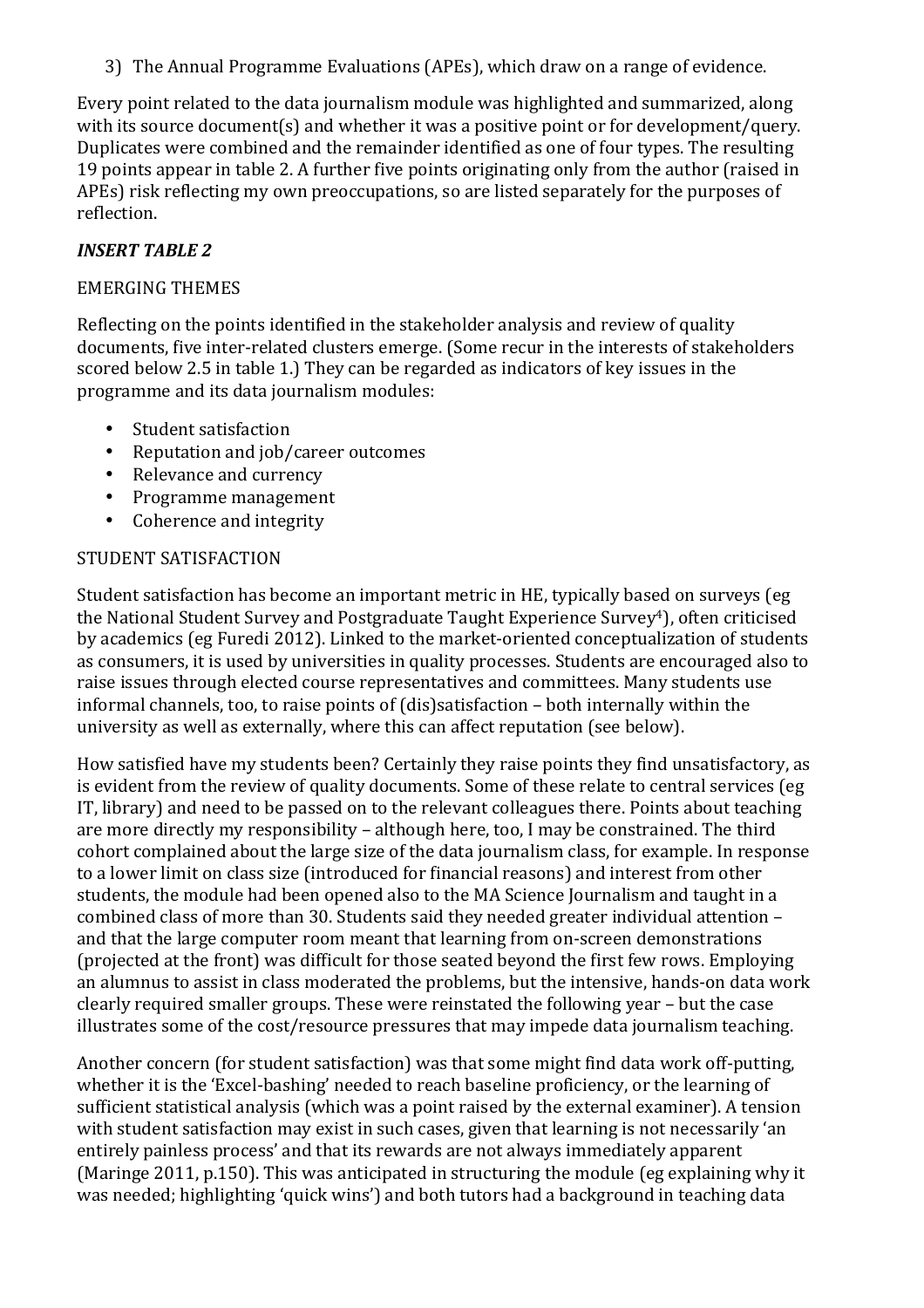3) The Annual Programme Evaluations (APEs), which draw on a range of evidence.

Every point related to the data journalism module was highlighted and summarized, along with its source document(s) and whether it was a positive point or for development/query. Duplicates were combined and the remainder identified as one of four types. The resulting 19 points appear in table 2. A further five points originating only from the author (raised in APEs) risk reflecting my own preoccupations, so are listed separately for the purposes of reflection.

***INSERT TABLE 2***

## EMERGING THEMES

Reflecting on the points identified in the stakeholder analysis and review of quality documents, five inter-related clusters emerge. (Some recur in the interests of stakeholders scored below 2.5 in table 1.) They can be regarded as indicators of key issues in the programme and its data journalism modules:

- Student satisfaction
- Reputation and job/career outcomes
- Relevance and currency
- Programme management
- Coherence and integrity

## STUDENT SATISFACTION

Student satisfaction has become an important metric in HE, typically based on surveys (eg the National Student Survey and Postgraduate Taught Experience Survey[4]), often criticised by academics (eg Furedi 2012). Linked to the market-oriented conceptualization of students as consumers, it is used by universities in quality processes. Students are encouraged also to raise issues through elected course representatives and committees. Many students use informal channels, too, to raise points of (dis)satisfaction – both internally within the university as well as externally, where this can affect reputation (see below).

How satisfied have my students been? Certainly they raise points they find unsatisfactory, as is evident from the review of quality documents. Some of these relate to central services (eg IT, library) and need to be passed on to the relevant colleagues there. Points about teaching are more directly my responsibility – although here, too, I may be constrained. The third cohort complained about the large size of the data journalism class, for example. In response to a lower limit on class size (introduced for financial reasons) and interest from other students, the module had been opened also to the MA Science Journalism and taught in a combined class of more than 30. Students said they needed greater individual attention – and that the large computer room meant that learning from on-screen demonstrations (projected at the front) was difficult for those seated beyond the first few rows. Employing an alumnus to assist in class moderated the problems, but the intensive, hands-on data work clearly required smaller groups. These were reinstated the following year – but the case illustrates some of the cost/resource pressures that may impede data journalism teaching.

Another concern (for student satisfaction) was that some might find data work off-putting, whether it is the 'Excel-bashing' needed to reach baseline proficiency, or the learning of sufficient statistical analysis (which was a point raised by the external examiner). A tension with student satisfaction may exist in such cases, given that learning is not necessarily 'an entirely painless process' and that its rewards are not always immediately apparent (Maringe 2011, p.150). This was anticipated in structuring the module (eg explaining why it was needed; highlighting 'quick wins') and both tutors had a background in teaching data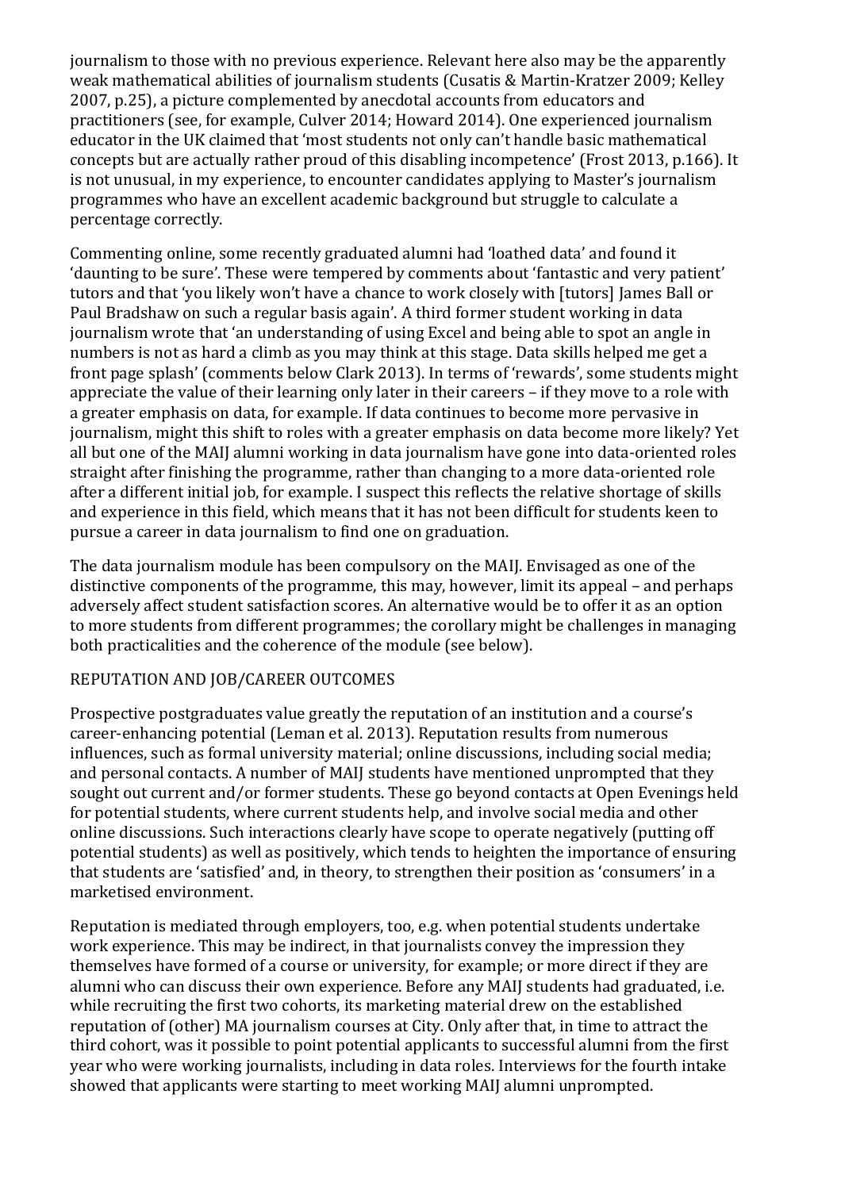journalism to those with no previous experience. Relevant here also may be the apparently weak mathematical abilities of journalism students (Cusatis & Martin-Kratzer 2009; Kelley 2007, p.25), a picture complemented by anecdotal accounts from educators and practitioners (see, for example, Culver 2014; Howard 2014). One experienced journalism educator in the UK claimed that 'most students not only can't handle basic mathematical concepts but are actually rather proud of this disabling incompetence' (Frost 2013, p.166). It is not unusual, in my experience, to encounter candidates applying to Master's journalism programmes who have an excellent academic background but struggle to calculate a percentage correctly.

Commenting online, some recently graduated alumni had 'loathed data' and found it 'daunting to be sure'. These were tempered by comments about 'fantastic and very patient' tutors and that 'you likely won't have a chance to work closely with [tutors] James Ball or Paul Bradshaw on such a regular basis again'. A third former student working in data journalism wrote that 'an understanding of using Excel and being able to spot an angle in numbers is not as hard a climb as you may think at this stage. Data skills helped me get a front page splash' (comments below Clark 2013). In terms of 'rewards', some students might appreciate the value of their learning only later in their careers – if they move to a role with a greater emphasis on data, for example. If data continues to become more pervasive in journalism, might this shift to roles with a greater emphasis on data become more likely? Yet all but one of the MAIJ alumni working in data journalism have gone into data-oriented roles straight after finishing the programme, rather than changing to a more data-oriented role after a different initial job, for example. I suspect this reflects the relative shortage of skills and experience in this field, which means that it has not been difficult for students keen to pursue a career in data journalism to find one on graduation.

The data journalism module has been compulsory on the MAIJ. Envisaged as one of the distinctive components of the programme, this may, however, limit its appeal – and perhaps adversely affect student satisfaction scores. An alternative would be to offer it as an option to more students from different programmes; the corollary might be challenges in managing both practicalities and the coherence of the module (see below).

## REPUTATION AND JOB/CAREER OUTCOMES

Prospective postgraduates value greatly the reputation of an institution and a course's career-enhancing potential (Leman et al. 2013). Reputation results from numerous influences, such as formal university material; online discussions, including social media; and personal contacts. A number of MAIJ students have mentioned unprompted that they sought out current and/or former students. These go beyond contacts at Open Evenings held for potential students, where current students help, and involve social media and other online discussions. Such interactions clearly have scope to operate negatively (putting off potential students) as well as positively, which tends to heighten the importance of ensuring that students are 'satisfied' and, in theory, to strengthen their position as 'consumers' in a marketised environment.

Reputation is mediated through employers, too, e.g. when potential students undertake work experience. This may be indirect, in that journalists convey the impression they themselves have formed of a course or university, for example; or more direct if they are alumni who can discuss their own experience. Before any MAIJ students had graduated, i.e. while recruiting the first two cohorts, its marketing material drew on the established reputation of (other) MA journalism courses at City. Only after that, in time to attract the third cohort, was it possible to point potential applicants to successful alumni from the first year who were working journalists, including in data roles. Interviews for the fourth intake showed that applicants were starting to meet working MAIJ alumni unprompted.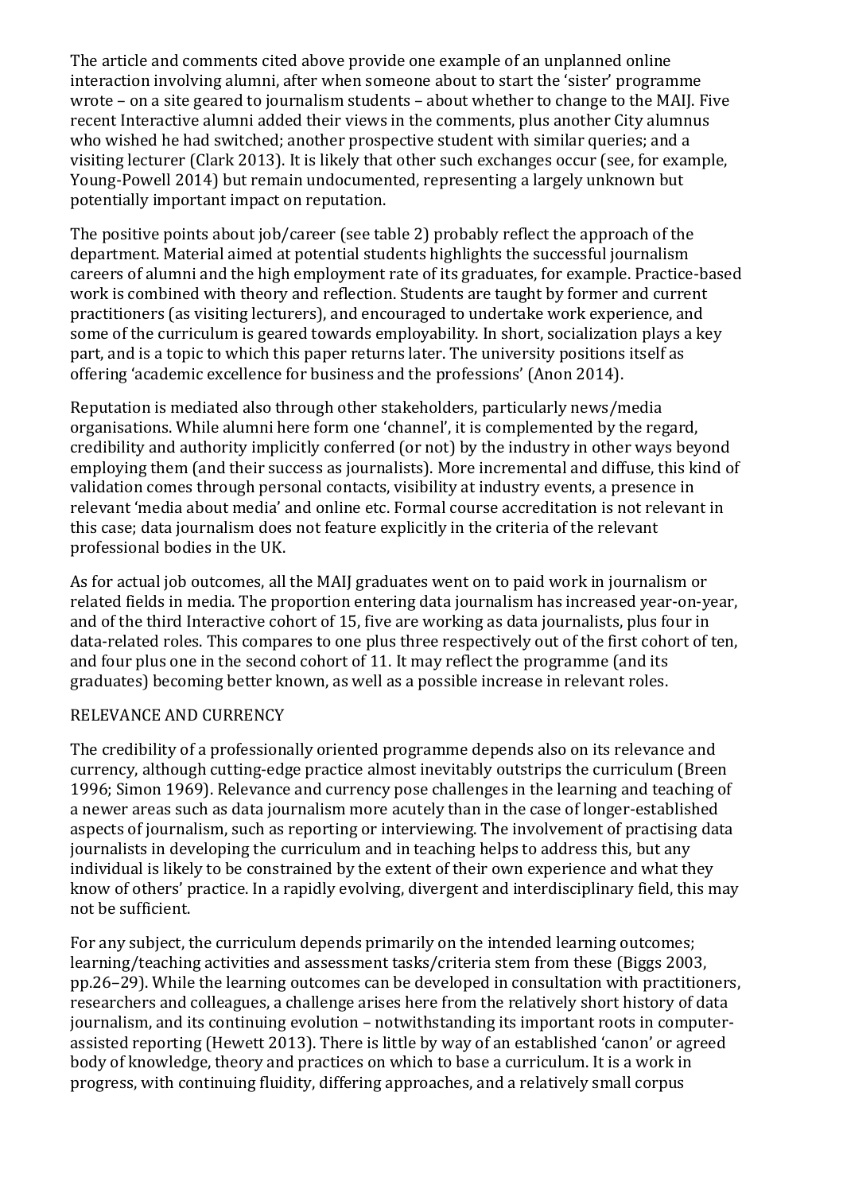The article and comments cited above provide one example of an unplanned online interaction involving alumni, after when someone about to start the 'sister' programme wrote – on a site geared to journalism students – about whether to change to the MAIJ. Five recent Interactive alumni added their views in the comments, plus another City alumnus who wished he had switched; another prospective student with similar queries; and a visiting lecturer (Clark 2013). It is likely that other such exchanges occur (see, for example, Young-Powell 2014) but remain undocumented, representing a largely unknown but potentially important impact on reputation.

The positive points about job/career (see table 2) probably reflect the approach of the department. Material aimed at potential students highlights the successful journalism careers of alumni and the high employment rate of its graduates, for example. Practice-based work is combined with theory and reflection. Students are taught by former and current practitioners (as visiting lecturers), and encouraged to undertake work experience, and some of the curriculum is geared towards employability. In short, socialization plays a key part, and is a topic to which this paper returns later. The university positions itself as offering 'academic excellence for business and the professions' (Anon 2014).

Reputation is mediated also through other stakeholders, particularly news/media organisations. While alumni here form one 'channel', it is complemented by the regard, credibility and authority implicitly conferred (or not) by the industry in other ways beyond employing them (and their success as journalists). More incremental and diffuse, this kind of validation comes through personal contacts, visibility at industry events, a presence in relevant 'media about media' and online etc. Formal course accreditation is not relevant in this case; data journalism does not feature explicitly in the criteria of the relevant professional bodies in the UK.

As for actual job outcomes, all the MAIJ graduates went on to paid work in journalism or related fields in media. The proportion entering data journalism has increased year-on-year, and of the third Interactive cohort of 15, five are working as data journalists, plus four in data-related roles. This compares to one plus three respectively out of the first cohort of ten, and four plus one in the second cohort of 11. It may reflect the programme (and its graduates) becoming better known, as well as a possible increase in relevant roles.

## RELEVANCE AND CURRENCY

The credibility of a professionally oriented programme depends also on its relevance and currency, although cutting-edge practice almost inevitably outstrips the curriculum (Breen 1996; Simon 1969). Relevance and currency pose challenges in the learning and teaching of a newer areas such as data journalism more acutely than in the case of longer-established aspects of journalism, such as reporting or interviewing. The involvement of practising data journalists in developing the curriculum and in teaching helps to address this, but any individual is likely to be constrained by the extent of their own experience and what they know of others' practice. In a rapidly evolving, divergent and interdisciplinary field, this may not be sufficient.

For any subject, the curriculum depends primarily on the intended learning outcomes; learning/teaching activities and assessment tasks/criteria stem from these (Biggs 2003, pp.26–29). While the learning outcomes can be developed in consultation with practitioners, researchers and colleagues, a challenge arises here from the relatively short history of data journalism, and its continuing evolution – notwithstanding its important roots in computer-assisted reporting (Hewett 2013). There is little by way of an established 'canon' or agreed body of knowledge, theory and practices on which to base a curriculum. It is a work in progress, with continuing fluidity, differing approaches, and a relatively small corpus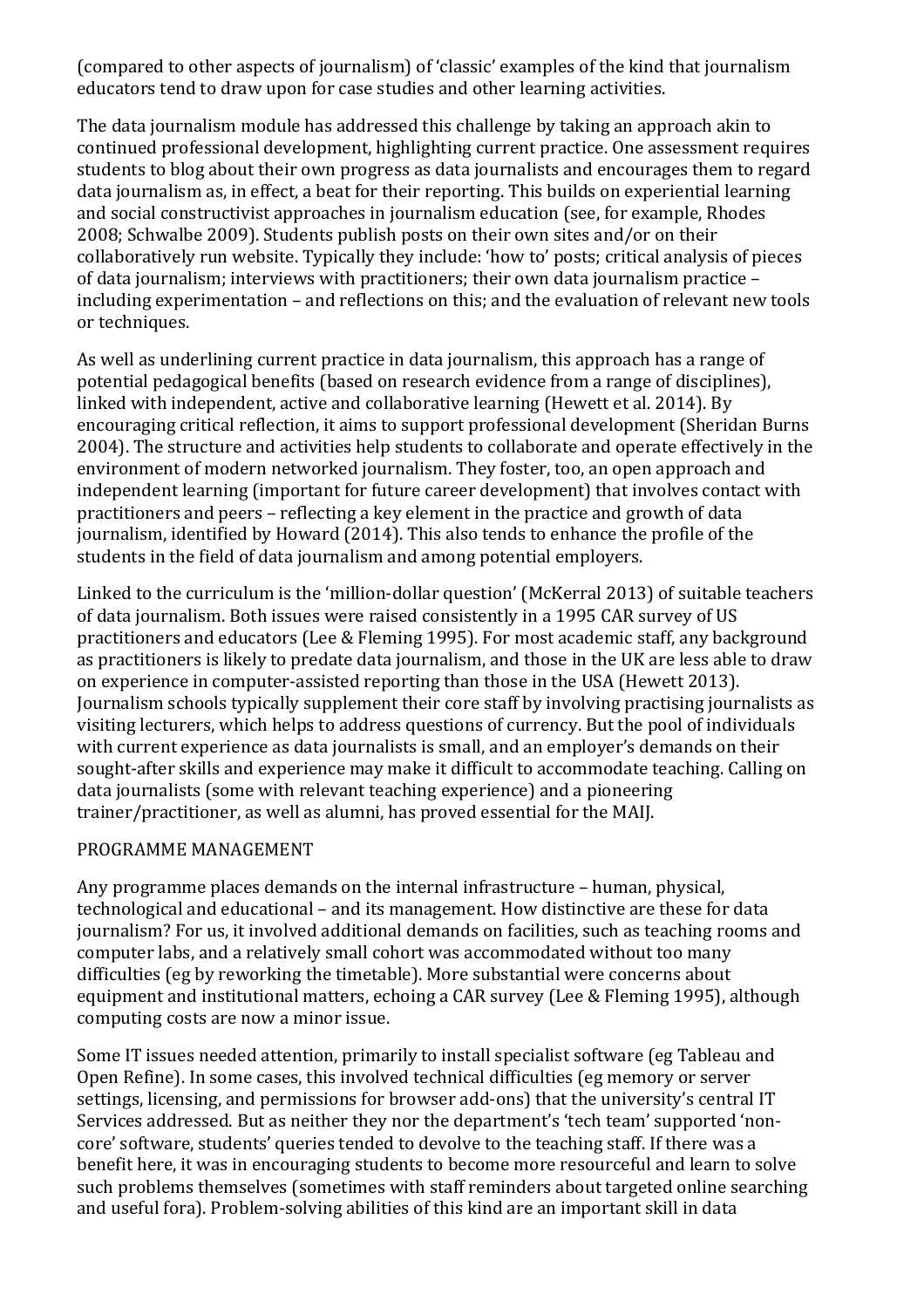(compared to other aspects of journalism) of 'classic' examples of the kind that journalism educators tend to draw upon for case studies and other learning activities.

The data journalism module has addressed this challenge by taking an approach akin to continued professional development, highlighting current practice. One assessment requires students to blog about their own progress as data journalists and encourages them to regard data journalism as, in effect, a beat for their reporting. This builds on experiential learning and social constructivist approaches in journalism education (see, for example, Rhodes 2008; Schwalbe 2009). Students publish posts on their own sites and/or on their collaboratively run website. Typically they include: 'how to' posts; critical analysis of pieces of data journalism; interviews with practitioners; their own data journalism practice – including experimentation – and reflections on this; and the evaluation of relevant new tools or techniques.

As well as underlining current practice in data journalism, this approach has a range of potential pedagogical benefits (based on research evidence from a range of disciplines), linked with independent, active and collaborative learning (Hewett et al. 2014). By encouraging critical reflection, it aims to support professional development (Sheridan Burns 2004). The structure and activities help students to collaborate and operate effectively in the environment of modern networked journalism. They foster, too, an open approach and independent learning (important for future career development) that involves contact with practitioners and peers – reflecting a key element in the practice and growth of data journalism, identified by Howard (2014). This also tends to enhance the profile of the students in the field of data journalism and among potential employers.

Linked to the curriculum is the 'million-dollar question' (McKerral 2013) of suitable teachers of data journalism. Both issues were raised consistently in a 1995 CAR survey of US practitioners and educators (Lee & Fleming 1995). For most academic staff, any background as practitioners is likely to predate data journalism, and those in the UK are less able to draw on experience in computer-assisted reporting than those in the USA (Hewett 2013). Journalism schools typically supplement their core staff by involving practising journalists as visiting lecturers, which helps to address questions of currency. But the pool of individuals with current experience as data journalists is small, and an employer's demands on their sought-after skills and experience may make it difficult to accommodate teaching. Calling on data journalists (some with relevant teaching experience) and a pioneering trainer/practitioner, as well as alumni, has proved essential for the MAIJ.

## PROGRAMME MANAGEMENT

Any programme places demands on the internal infrastructure – human, physical, technological and educational – and its management. How distinctive are these for data journalism? For us, it involved additional demands on facilities, such as teaching rooms and computer labs, and a relatively small cohort was accommodated without too many difficulties (eg by reworking the timetable). More substantial were concerns about equipment and institutional matters, echoing a CAR survey (Lee & Fleming 1995), although computing costs are now a minor issue.

Some IT issues needed attention, primarily to install specialist software (eg Tableau and Open Refine). In some cases, this involved technical difficulties (eg memory or server settings, licensing, and permissions for browser add-ons) that the university's central IT Services addressed. But as neither they nor the department's 'tech team' supported 'non-core' software, students' queries tended to devolve to the teaching staff. If there was a benefit here, it was in encouraging students to become more resourceful and learn to solve such problems themselves (sometimes with staff reminders about targeted online searching and useful fora). Problem-solving abilities of this kind are an important skill in data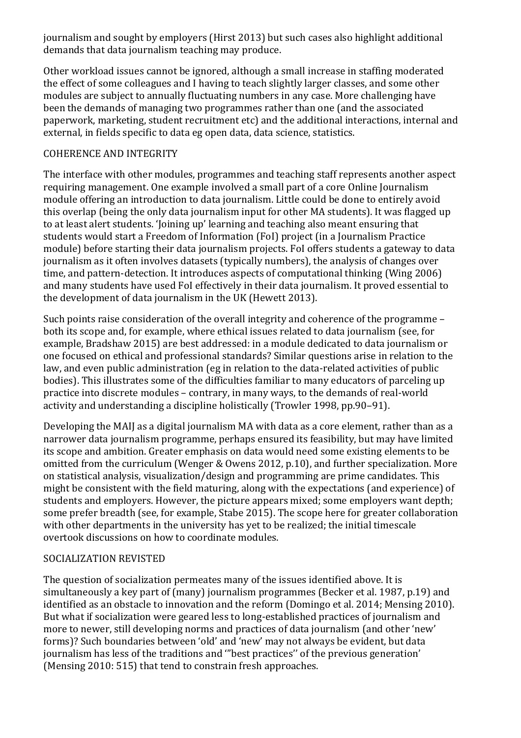journalism and sought by employers (Hirst 2013) but such cases also highlight additional demands that data journalism teaching may produce.

Other workload issues cannot be ignored, although a small increase in staffing moderated the effect of some colleagues and I having to teach slightly larger classes, and some other modules are subject to annually fluctuating numbers in any case. More challenging have been the demands of managing two programmes rather than one (and the associated paperwork, marketing, student recruitment etc) and the additional interactions, internal and external, in fields specific to data eg open data, data science, statistics.

## COHERENCE AND INTEGRITY

The interface with other modules, programmes and teaching staff represents another aspect requiring management. One example involved a small part of a core Online Journalism module offering an introduction to data journalism. Little could be done to entirely avoid this overlap (being the only data journalism input for other MA students). It was flagged up to at least alert students. 'Joining up' learning and teaching also meant ensuring that students would start a Freedom of Information (FoI) project (in a Journalism Practice module) before starting their data journalism projects. FoI offers students a gateway to data journalism as it often involves datasets (typically numbers), the analysis of changes over time, and pattern-detection. It introduces aspects of computational thinking (Wing 2006) and many students have used FoI effectively in their data journalism. It proved essential to the development of data journalism in the UK (Hewett 2013).

Such points raise consideration of the overall integrity and coherence of the programme – both its scope and, for example, where ethical issues related to data journalism (see, for example, Bradshaw 2015) are best addressed: in a module dedicated to data journalism or one focused on ethical and professional standards? Similar questions arise in relation to the law, and even public administration (eg in relation to the data-related activities of public bodies). This illustrates some of the difficulties familiar to many educators of parceling up practice into discrete modules – contrary, in many ways, to the demands of real-world activity and understanding a discipline holistically (Trowler 1998, pp.90–91).

Developing the MAIJ as a digital journalism MA with data as a core element, rather than as a narrower data journalism programme, perhaps ensured its feasibility, but may have limited its scope and ambition. Greater emphasis on data would need some existing elements to be omitted from the curriculum (Wenger & Owens 2012, p.10), and further specialization. More on statistical analysis, visualization/design and programming are prime candidates. This might be consistent with the field maturing, along with the expectations (and experience) of students and employers. However, the picture appears mixed; some employers want depth; some prefer breadth (see, for example, Stabe 2015). The scope here for greater collaboration with other departments in the university has yet to be realized; the initial timescale overtook discussions on how to coordinate modules.

## SOCIALIZATION REVISTED

The question of socialization permeates many of the issues identified above. It is simultaneously a key part of (many) journalism programmes (Becker et al. 1987, p.19) and identified as an obstacle to innovation and the reform (Domingo et al. 2014; Mensing 2010). But what if socialization were geared less to long-established practices of journalism and more to newer, still developing norms and practices of data journalism (and other 'new' forms)? Such boundaries between 'old' and 'new' may not always be evident, but data journalism has less of the traditions and '"best practices'' of the previous generation' (Mensing 2010: 515) that tend to constrain fresh approaches.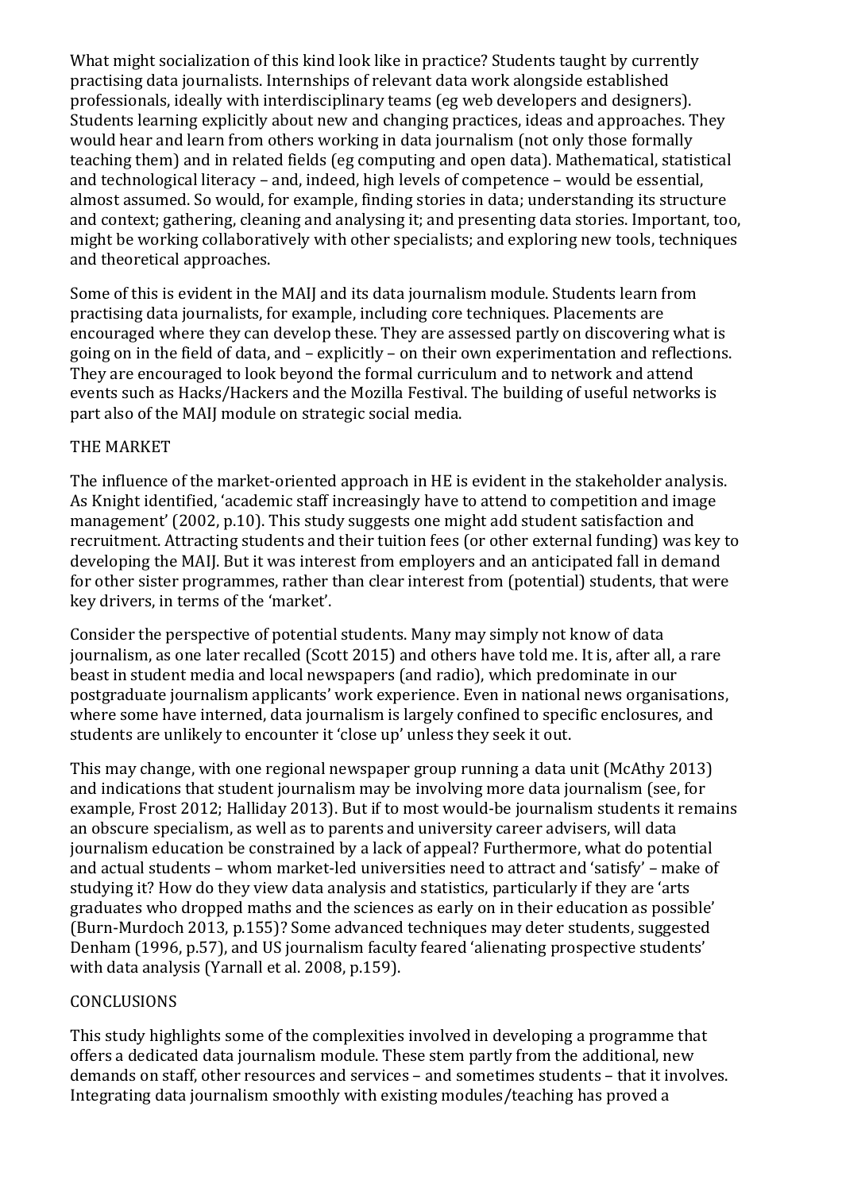What might socialization of this kind look like in practice? Students taught by currently practising data journalists. Internships of relevant data work alongside established professionals, ideally with interdisciplinary teams (eg web developers and designers). Students learning explicitly about new and changing practices, ideas and approaches. They would hear and learn from others working in data journalism (not only those formally teaching them) and in related fields (eg computing and open data). Mathematical, statistical and technological literacy – and, indeed, high levels of competence – would be essential, almost assumed. So would, for example, finding stories in data; understanding its structure and context; gathering, cleaning and analysing it; and presenting data stories. Important, too, might be working collaboratively with other specialists; and exploring new tools, techniques and theoretical approaches.

Some of this is evident in the MAIJ and its data journalism module. Students learn from practising data journalists, for example, including core techniques. Placements are encouraged where they can develop these. They are assessed partly on discovering what is going on in the field of data, and – explicitly – on their own experimentation and reflections. They are encouraged to look beyond the formal curriculum and to network and attend events such as Hacks/Hackers and the Mozilla Festival. The building of useful networks is part also of the MAIJ module on strategic social media.

## THE MARKET

The influence of the market-oriented approach in HE is evident in the stakeholder analysis. As Knight identified, 'academic staff increasingly have to attend to competition and image management' (2002, p.10). This study suggests one might add student satisfaction and recruitment. Attracting students and their tuition fees (or other external funding) was key to developing the MAIJ. But it was interest from employers and an anticipated fall in demand for other sister programmes, rather than clear interest from (potential) students, that were key drivers, in terms of the 'market'.

Consider the perspective of potential students. Many may simply not know of data journalism, as one later recalled (Scott 2015) and others have told me. It is, after all, a rare beast in student media and local newspapers (and radio), which predominate in our postgraduate journalism applicants' work experience. Even in national news organisations, where some have interned, data journalism is largely confined to specific enclosures, and students are unlikely to encounter it 'close up' unless they seek it out.

This may change, with one regional newspaper group running a data unit (McAthy 2013) and indications that student journalism may be involving more data journalism (see, for example, Frost 2012; Halliday 2013). But if to most would-be journalism students it remains an obscure specialism, as well as to parents and university career advisers, will data journalism education be constrained by a lack of appeal? Furthermore, what do potential and actual students – whom market-led universities need to attract and 'satisfy' – make of studying it? How do they view data analysis and statistics, particularly if they are 'arts graduates who dropped maths and the sciences as early on in their education as possible' (Burn-Murdoch 2013, p.155)? Some advanced techniques may deter students, suggested Denham (1996, p.57), and US journalism faculty feared 'alienating prospective students' with data analysis (Yarnall et al. 2008, p.159).

## CONCLUSIONS

This study highlights some of the complexities involved in developing a programme that offers a dedicated data journalism module. These stem partly from the additional, new demands on staff, other resources and services – and sometimes students – that it involves. Integrating data journalism smoothly with existing modules/teaching has proved a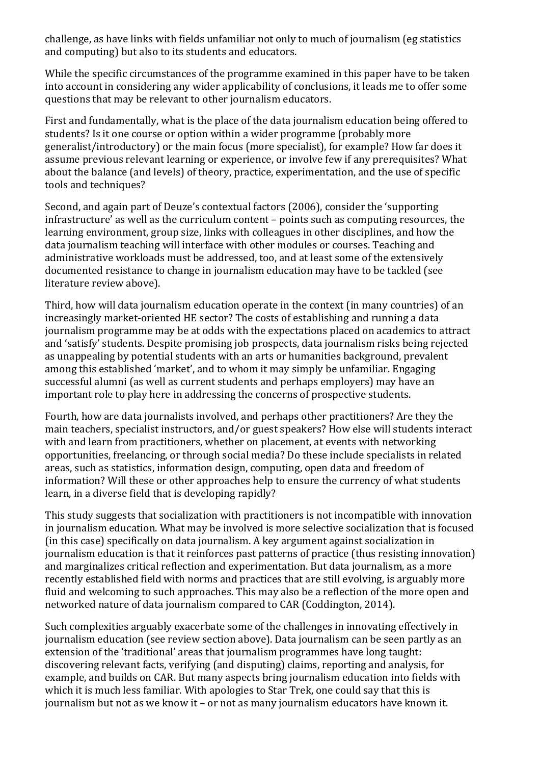challenge, as have links with fields unfamiliar not only to much of journalism (eg statistics and computing) but also to its students and educators.

While the specific circumstances of the programme examined in this paper have to be taken into account in considering any wider applicability of conclusions, it leads me to offer some questions that may be relevant to other journalism educators.

First and fundamentally, what is the place of the data journalism education being offered to students? Is it one course or option within a wider programme (probably more generalist/introductory) or the main focus (more specialist), for example? How far does it assume previous relevant learning or experience, or involve few if any prerequisites? What about the balance (and levels) of theory, practice, experimentation, and the use of specific tools and techniques?

Second, and again part of Deuze's contextual factors (2006), consider the 'supporting infrastructure' as well as the curriculum content – points such as computing resources, the learning environment, group size, links with colleagues in other disciplines, and how the data journalism teaching will interface with other modules or courses. Teaching and administrative workloads must be addressed, too, and at least some of the extensively documented resistance to change in journalism education may have to be tackled (see literature review above).

Third, how will data journalism education operate in the context (in many countries) of an increasingly market-oriented HE sector? The costs of establishing and running a data journalism programme may be at odds with the expectations placed on academics to attract and 'satisfy' students. Despite promising job prospects, data journalism risks being rejected as unappealing by potential students with an arts or humanities background, prevalent among this established 'market', and to whom it may simply be unfamiliar. Engaging successful alumni (as well as current students and perhaps employers) may have an important role to play here in addressing the concerns of prospective students.

Fourth, how are data journalists involved, and perhaps other practitioners? Are they the main teachers, specialist instructors, and/or guest speakers? How else will students interact with and learn from practitioners, whether on placement, at events with networking opportunities, freelancing, or through social media? Do these include specialists in related areas, such as statistics, information design, computing, open data and freedom of information? Will these or other approaches help to ensure the currency of what students learn, in a diverse field that is developing rapidly?

This study suggests that socialization with practitioners is not incompatible with innovation in journalism education. What may be involved is more selective socialization that is focused (in this case) specifically on data journalism. A key argument against socialization in journalism education is that it reinforces past patterns of practice (thus resisting innovation) and marginalizes critical reflection and experimentation. But data journalism, as a more recently established field with norms and practices that are still evolving, is arguably more fluid and welcoming to such approaches. This may also be a reflection of the more open and networked nature of data journalism compared to CAR (Coddington, 2014).

Such complexities arguably exacerbate some of the challenges in innovating effectively in journalism education (see review section above). Data journalism can be seen partly as an extension of the 'traditional' areas that journalism programmes have long taught: discovering relevant facts, verifying (and disputing) claims, reporting and analysis, for example, and builds on CAR. But many aspects bring journalism education into fields with which it is much less familiar. With apologies to Star Trek, one could say that this is journalism but not as we know it – or not as many journalism educators have known it.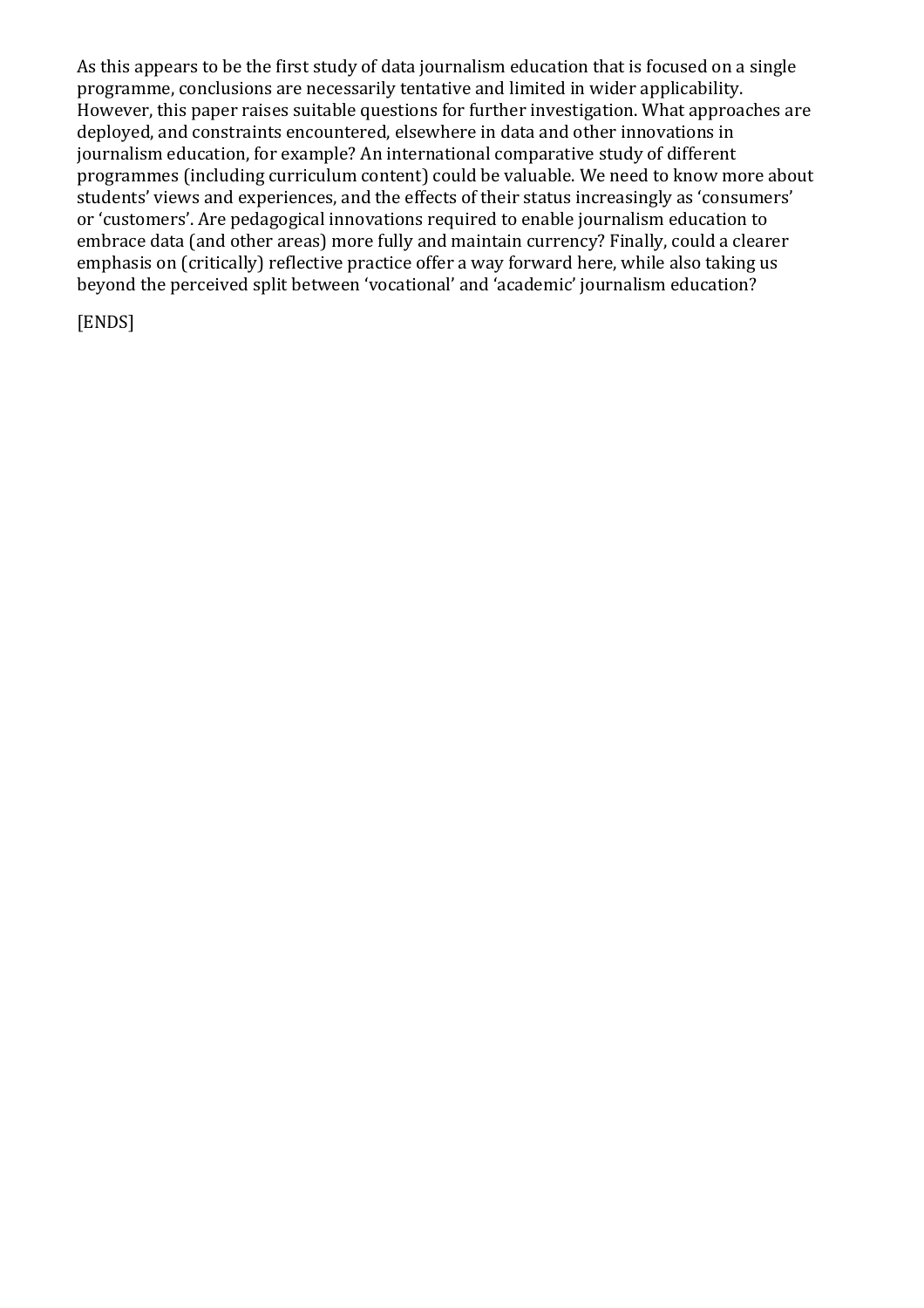As this appears to be the first study of data journalism education that is focused on a single programme, conclusions are necessarily tentative and limited in wider applicability. However, this paper raises suitable questions for further investigation. What approaches are deployed, and constraints encountered, elsewhere in data and other innovations in journalism education, for example? An international comparative study of different programmes (including curriculum content) could be valuable. We need to know more about students' views and experiences, and the effects of their status increasingly as 'consumers' or 'customers'. Are pedagogical innovations required to enable journalism education to embrace data (and other areas) more fully and maintain currency? Finally, could a clearer emphasis on (critically) reflective practice offer a way forward here, while also taking us beyond the perceived split between 'vocational' and 'academic' journalism education?

[ENDS]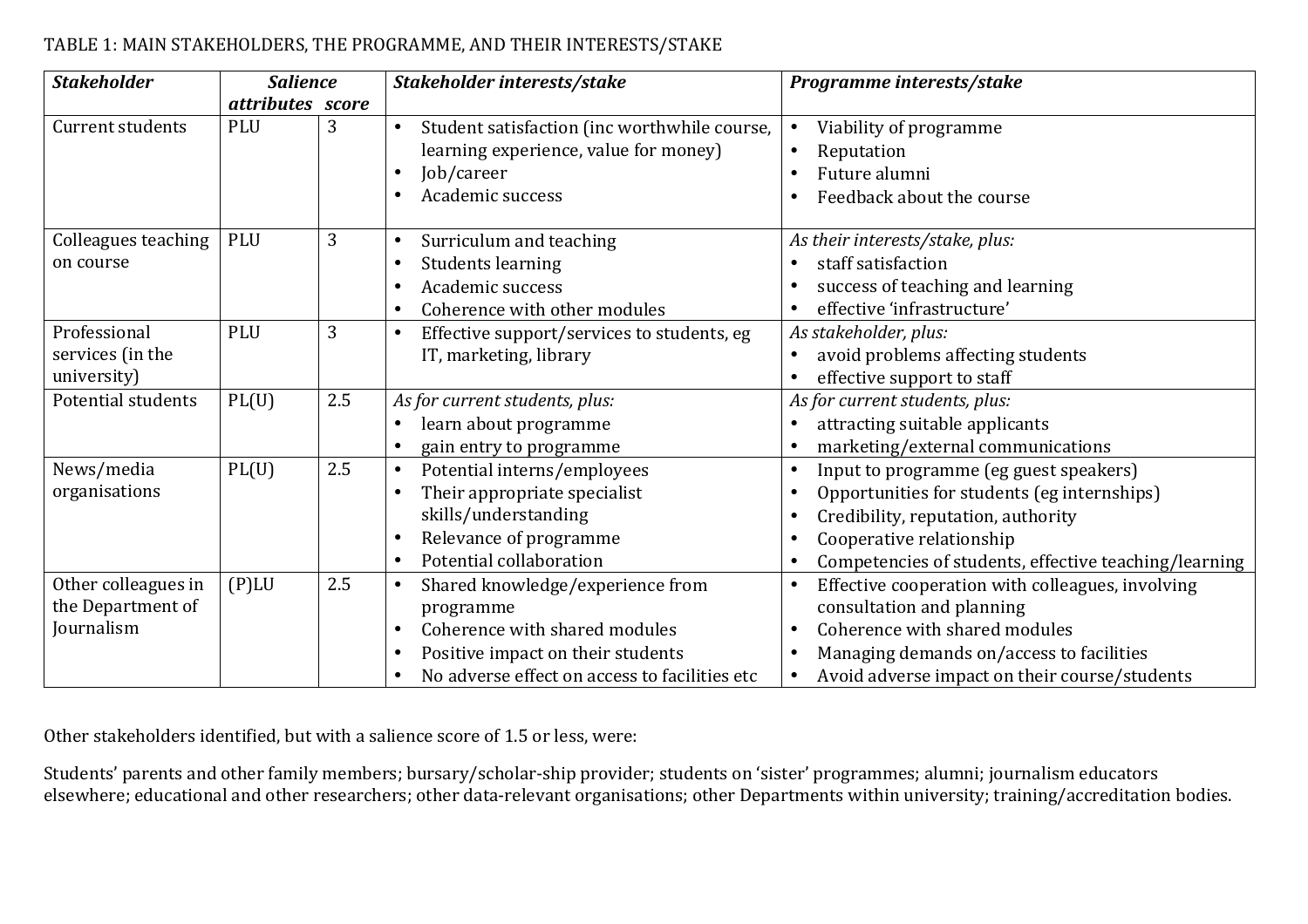TABLE 1: MAIN STAKEHOLDERS, THE PROGRAMME, AND THEIR INTERESTS/STAKE

| ***Stakeholder*** | ***Salience attributes*** | ***score*** | ***Stakeholder interests/stake*** | ***Programme interests/stake*** |
|---|---|---|---|---|
| Current students | PLU | 3 | • Student satisfaction (inc worthwhile course, learning experience, value for money)<br>• Job/career<br>• Academic success | • Viability of programme<br>• Reputation<br>• Future alumni<br>• Feedback about the course |
| Colleagues teaching on course | PLU | 3 | • Surriculum and teaching<br>• Students learning<br>• Academic success<br>• Coherence with other modules | *As their interests/stake, plus:*<br>• staff satisfaction<br>• success of teaching and learning<br>• effective 'infrastructure' |
| Professional services (in the university) | PLU | 3 | • Effective support/services to students, eg IT, marketing, library | *As stakeholder, plus:*<br>• avoid problems affecting students<br>• effective support to staff |
| Potential students | PL(U) | 2.5 | *As for current students, plus:*<br>• learn about programme<br>• gain entry to programme | *As for current students, plus:*<br>• attracting suitable applicants<br>• marketing/external communications |
| News/media organisations | PL(U) | 2.5 | • Potential interns/employees<br>• Their appropriate specialist skills/understanding<br>• Relevance of programme<br>• Potential collaboration | • Input to programme (eg guest speakers)<br>• Opportunities for students (eg internships)<br>• Credibility, reputation, authority<br>• Cooperative relationship<br>• Competencies of students, effective teaching/learning |
| Other colleagues in the Department of Journalism | (P)LU | 2.5 | • Shared knowledge/experience from programme<br>• Coherence with shared modules<br>• Positive impact on their students<br>• No adverse effect on access to facilities etc | • Effective cooperation with colleagues, involving consultation and planning<br>• Coherence with shared modules<br>• Managing demands on/access to facilities<br>• Avoid adverse impact on their course/students |

Other stakeholders identified, but with a salience score of 1.5 or less, were:

Students' parents and other family members; bursary/scholar-ship provider; students on 'sister' programmes; alumni; journalism educators elsewhere; educational and other researchers; other data-relevant organisations; other Departments within university; training/accreditation bodies.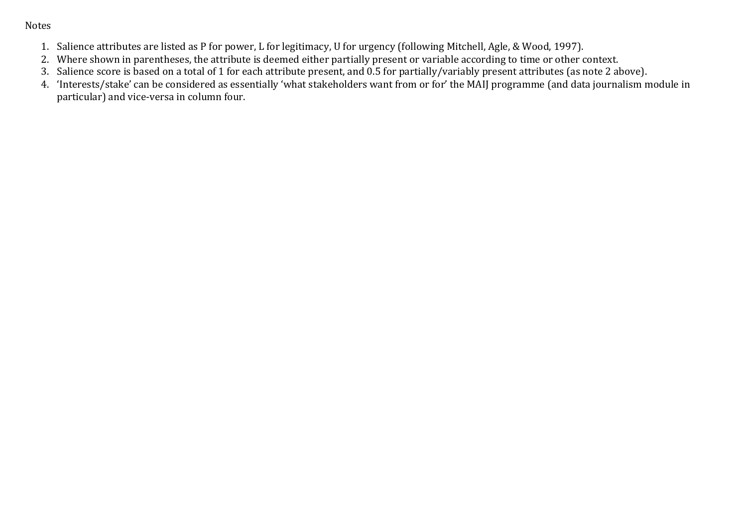Notes

1. Salience attributes are listed as P for power, L for legitimacy, U for urgency (following Mitchell, Agle, & Wood, 1997).
2. Where shown in parentheses, the attribute is deemed either partially present or variable according to time or other context.
3. Salience score is based on a total of 1 for each attribute present, and 0.5 for partially/variably present attributes (as note 2 above).
4. 'Interests/stake' can be considered as essentially 'what stakeholders want from or for' the MAIJ programme (and data journalism module in particular) and vice-versa in column four.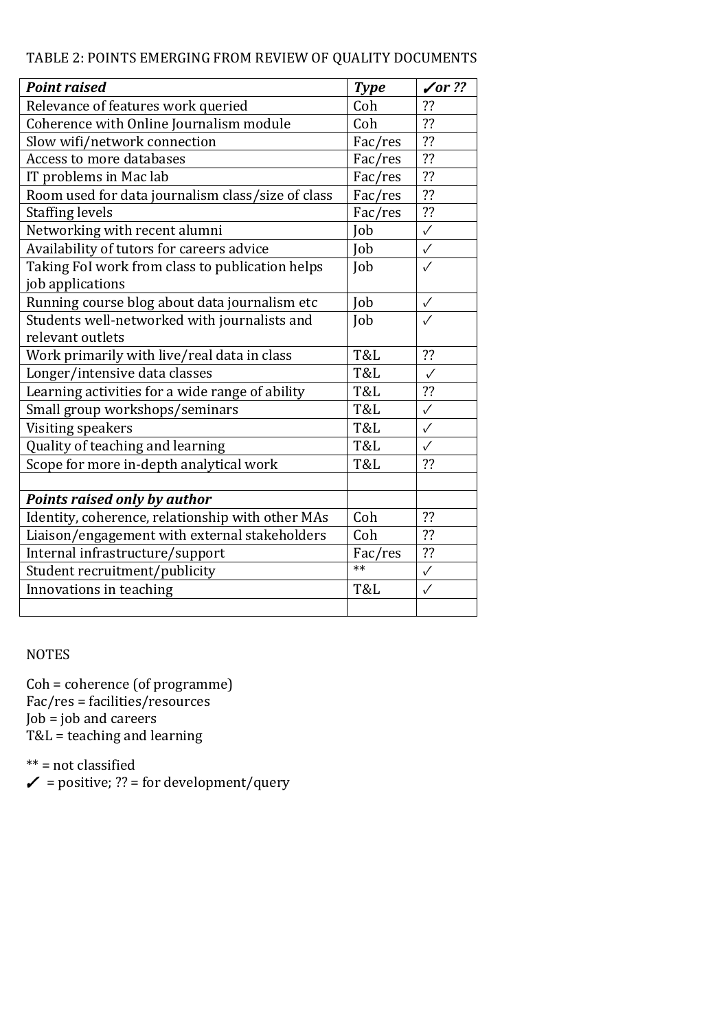TABLE 2: POINTS EMERGING FROM REVIEW OF QUALITY DOCUMENTS

| ***Point raised*** | ***Type*** | ***✓or ??*** |
|---|---|---|
| Relevance of features work queried | Coh | ?? |
| Coherence with Online Journalism module | Coh | ?? |
| Slow wifi/network connection | Fac/res | ?? |
| Access to more databases | Fac/res | ?? |
| IT problems in Mac lab | Fac/res | ?? |
| Room used for data journalism class/size of class | Fac/res | ?? |
| Staffing levels | Fac/res | ?? |
| Networking with recent alumni | Job | ✓ |
| Availability of tutors for careers advice | Job | ✓ |
| Taking FoI work from class to publication helps job applications | Job | ✓ |
| Running course blog about data journalism etc | Job | ✓ |
| Students well-networked with journalists and relevant outlets | Job | ✓ |
| Work primarily with live/real data in class | T&L | ?? |
| Longer/intensive data classes | T&L | ✓ |
| Learning activities for a wide range of ability | T&L | ?? |
| Small group workshops/seminars | T&L | ✓ |
| Visiting speakers | T&L | ✓ |
| Quality of teaching and learning | T&L | ✓ |
| Scope for more in-depth analytical work | T&L | ?? |
| | | |
| ***Points raised only by author*** | | |
| Identity, coherence, relationship with other MAs | Coh | ?? |
| Liaison/engagement with external stakeholders | Coh | ?? |
| Internal infrastructure/support | Fac/res | ?? |
| Student recruitment/publicity | ** | ✓ |
| Innovations in teaching | T&L | ✓ |
| | | |

NOTES

Coh = coherence (of programme)
Fac/res = facilities/resources
Job = job and careers
T&L = teaching and learning

** = not classified
✓ = positive; ?? = for development/query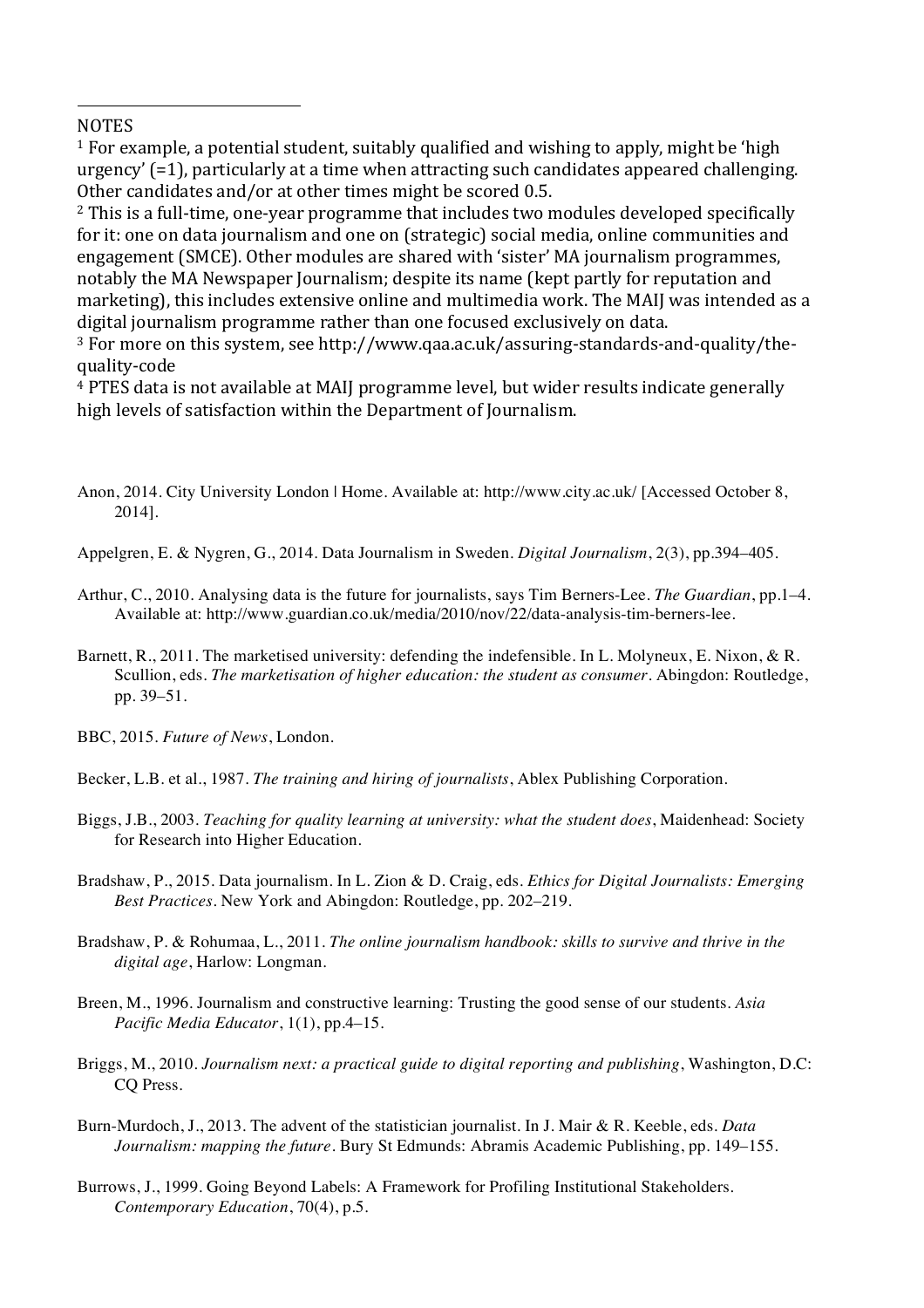NOTES

[1] For example, a potential student, suitably qualified and wishing to apply, might be 'high urgency' (=1), particularly at a time when attracting such candidates appeared challenging. Other candidates and/or at other times might be scored 0.5.

[2] This is a full-time, one-year programme that includes two modules developed specifically for it: one on data journalism and one on (strategic) social media, online communities and engagement (SMCE). Other modules are shared with 'sister' MA journalism programmes, notably the MA Newspaper Journalism; despite its name (kept partly for reputation and marketing), this includes extensive online and multimedia work. The MAIJ was intended as a digital journalism programme rather than one focused exclusively on data.

[3] For more on this system, see http://www.qaa.ac.uk/assuring-standards-and-quality/the-quality-code

[4] PTES data is not available at MAIJ programme level, but wider results indicate generally high levels of satisfaction within the Department of Journalism.

Anon, 2014. City University London | Home. Available at: http://www.city.ac.uk/ [Accessed October 8, 2014].

Appelgren, E. & Nygren, G., 2014. Data Journalism in Sweden. *Digital Journalism*, 2(3), pp.394–405.

Arthur, C., 2010. Analysing data is the future for journalists, says Tim Berners-Lee. *The Guardian*, pp.1–4. Available at: http://www.guardian.co.uk/media/2010/nov/22/data-analysis-tim-berners-lee.

Barnett, R., 2011. The marketised university: defending the indefensible. In L. Molyneux, E. Nixon, & R. Scullion, eds. *The marketisation of higher education: the student as consumer*. Abingdon: Routledge, pp. 39–51.

BBC, 2015. *Future of News*, London.

Becker, L.B. et al., 1987. *The training and hiring of journalists*, Ablex Publishing Corporation.

Biggs, J.B., 2003. *Teaching for quality learning at university: what the student does*, Maidenhead: Society for Research into Higher Education.

Bradshaw, P., 2015. Data journalism. In L. Zion & D. Craig, eds. *Ethics for Digital Journalists: Emerging Best Practices*. New York and Abingdon: Routledge, pp. 202–219.

Bradshaw, P. & Rohumaa, L., 2011. *The online journalism handbook: skills to survive and thrive in the digital age*, Harlow: Longman.

Breen, M., 1996. Journalism and constructive learning: Trusting the good sense of our students. *Asia Pacific Media Educator*, 1(1), pp.4–15.

Briggs, M., 2010. *Journalism next: a practical guide to digital reporting and publishing*, Washington, D.C: CQ Press.

Burn-Murdoch, J., 2013. The advent of the statistician journalist. In J. Mair & R. Keeble, eds. *Data Journalism: mapping the future*. Bury St Edmunds: Abramis Academic Publishing, pp. 149–155.

Burrows, J., 1999. Going Beyond Labels: A Framework for Profiling Institutional Stakeholders. *Contemporary Education*, 70(4), p.5.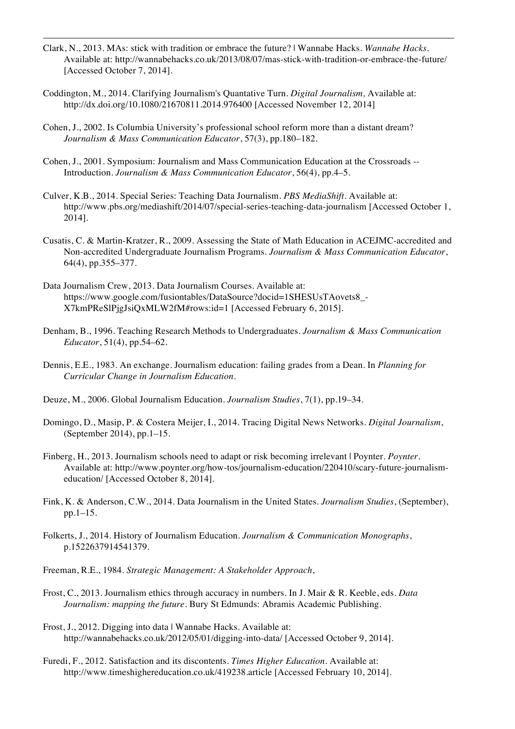Clark, N., 2013. MAs: stick with tradition or embrace the future? | Wannabe Hacks. *Wannabe Hacks*. Available at: http://wannabehacks.co.uk/2013/08/07/mas-stick-with-tradition-or-embrace-the-future/ [Accessed October 7, 2014].

Coddington, M., 2014. Clarifying Journalism's Quantative Turn. *Digital Journalism,* Available at: http://dx.doi.org/10.1080/21670811.2014.976400 [Accessed November 12, 2014]

Cohen, J., 2002. Is Columbia University's professional school reform more than a distant dream? *Journalism & Mass Communication Educator*, 57(3), pp.180–182.

Cohen, J., 2001. Symposium: Journalism and Mass Communication Education at the Crossroads -- Introduction. *Journalism & Mass Communication Educator*, 56(4), pp.4–5.

Culver, K.B., 2014. Special Series: Teaching Data Journalism. *PBS MediaShift*. Available at: http://www.pbs.org/mediashift/2014/07/special-series-teaching-data-journalism [Accessed October 1, 2014].

Cusatis, C. & Martin-Kratzer, R., 2009. Assessing the State of Math Education in ACEJMC-accredited and Non-accredited Undergraduate Journalism Programs. *Journalism & Mass Communication Educator*, 64(4), pp.355–377.

Data Journalism Crew, 2013. Data Journalism Courses. Available at: https://www.google.com/fusiontables/DataSource?docid=1SHESUsTAovets8_-X7kmPReSlPjgJsiQxMLW2fM#rows:id=1 [Accessed February 6, 2015].

Denham, B., 1996. Teaching Research Methods to Undergraduates. *Journalism & Mass Communication Educator*, 51(4), pp.54–62.

Dennis, E.E., 1983. An exchange. Journalism education: failing grades from a Dean. In *Planning for Curricular Change in Journalism Education*.

Deuze, M., 2006. Global Journalism Education. *Journalism Studies*, 7(1), pp.19–34.

Domingo, D., Masip, P. & Costera Meijer, I., 2014. Tracing Digital News Networks. *Digital Journalism*, (September 2014), pp.1–15.

Finberg, H., 2013. Journalism schools need to adapt or risk becoming irrelevant | Poynter. *Poynter*. Available at: http://www.poynter.org/how-tos/journalism-education/220410/scary-future-journalism-education/ [Accessed October 8, 2014].

Fink, K. & Anderson, C.W., 2014. Data Journalism in the United States. *Journalism Studies*, (September), pp.1–15.

Folkerts, J., 2014. History of Journalism Education. *Journalism & Communication Monographs*, p.1522637914541379.

Freeman, R.E., 1984. *Strategic Management: A Stakeholder Approach*,

Frost, C., 2013. Journalism ethics through accuracy in numbers. In J. Mair & R. Keeble, eds. *Data Journalism: mapping the future*. Bury St Edmunds: Abramis Academic Publishing.

Frost, J., 2012. Digging into data | Wannabe Hacks. Available at: http://wannabehacks.co.uk/2012/05/01/digging-into-data/ [Accessed October 9, 2014].

Furedi, F., 2012. Satisfaction and its discontents. *Times Higher Education*. Available at: http://www.timeshighereducation.co.uk/419238.article [Accessed February 10, 2014].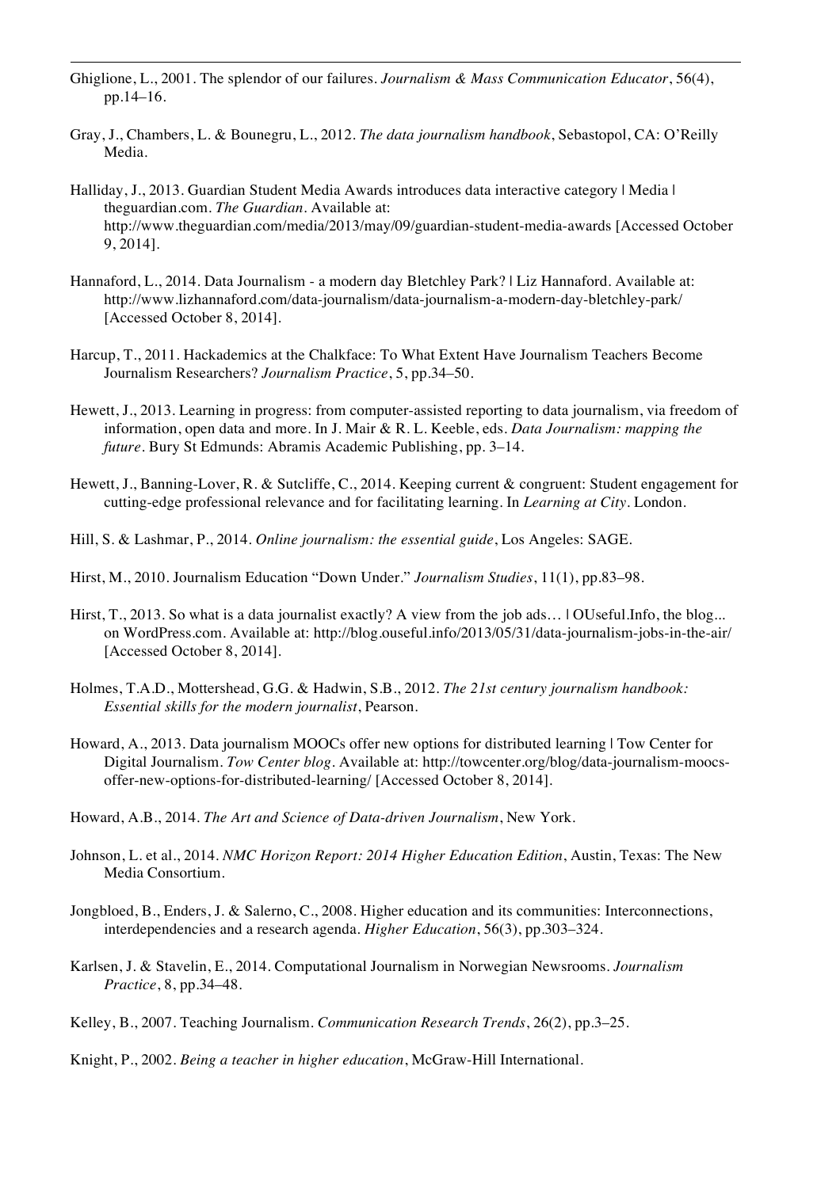Ghiglione, L., 2001. The splendor of our failures. *Journalism & Mass Communication Educator*, 56(4), pp.14–16.

Gray, J., Chambers, L. & Bounegru, L., 2012. *The data journalism handbook*, Sebastopol, CA: O'Reilly Media.

Halliday, J., 2013. Guardian Student Media Awards introduces data interactive category | Media | theguardian.com. *The Guardian*. Available at: http://www.theguardian.com/media/2013/may/09/guardian-student-media-awards [Accessed October 9, 2014].

Hannaford, L., 2014. Data Journalism - a modern day Bletchley Park? | Liz Hannaford. Available at: http://www.lizhannaford.com/data-journalism/data-journalism-a-modern-day-bletchley-park/ [Accessed October 8, 2014].

Harcup, T., 2011. Hackademics at the Chalkface: To What Extent Have Journalism Teachers Become Journalism Researchers? *Journalism Practice*, 5, pp.34–50.

Hewett, J., 2013. Learning in progress: from computer-assisted reporting to data journalism, via freedom of information, open data and more. In J. Mair & R. L. Keeble, eds. *Data Journalism: mapping the future*. Bury St Edmunds: Abramis Academic Publishing, pp. 3–14.

Hewett, J., Banning-Lover, R. & Sutcliffe, C., 2014. Keeping current & congruent: Student engagement for cutting-edge professional relevance and for facilitating learning. In *Learning at City*. London.

Hill, S. & Lashmar, P., 2014. *Online journalism: the essential guide*, Los Angeles: SAGE.

Hirst, M., 2010. Journalism Education "Down Under." *Journalism Studies*, 11(1), pp.83–98.

Hirst, T., 2013. So what is a data journalist exactly? A view from the job ads… | OUseful.Info, the blog... on WordPress.com. Available at: http://blog.ouseful.info/2013/05/31/data-journalism-jobs-in-the-air/ [Accessed October 8, 2014].

Holmes, T.A.D., Mottershead, G.G. & Hadwin, S.B., 2012. *The 21st century journalism handbook: Essential skills for the modern journalist*, Pearson.

Howard, A., 2013. Data journalism MOOCs offer new options for distributed learning | Tow Center for Digital Journalism. *Tow Center blog*. Available at: http://towcenter.org/blog/data-journalism-moocs-offer-new-options-for-distributed-learning/ [Accessed October 8, 2014].

Howard, A.B., 2014. *The Art and Science of Data-driven Journalism*, New York.

Johnson, L. et al., 2014. *NMC Horizon Report: 2014 Higher Education Edition*, Austin, Texas: The New Media Consortium.

Jongbloed, B., Enders, J. & Salerno, C., 2008. Higher education and its communities: Interconnections, interdependencies and a research agenda. *Higher Education*, 56(3), pp.303–324.

Karlsen, J. & Stavelin, E., 2014. Computational Journalism in Norwegian Newsrooms. *Journalism Practice*, 8, pp.34–48.

Kelley, B., 2007. Teaching Journalism. *Communication Research Trends*, 26(2), pp.3–25.

Knight, P., 2002. *Being a teacher in higher education*, McGraw-Hill International.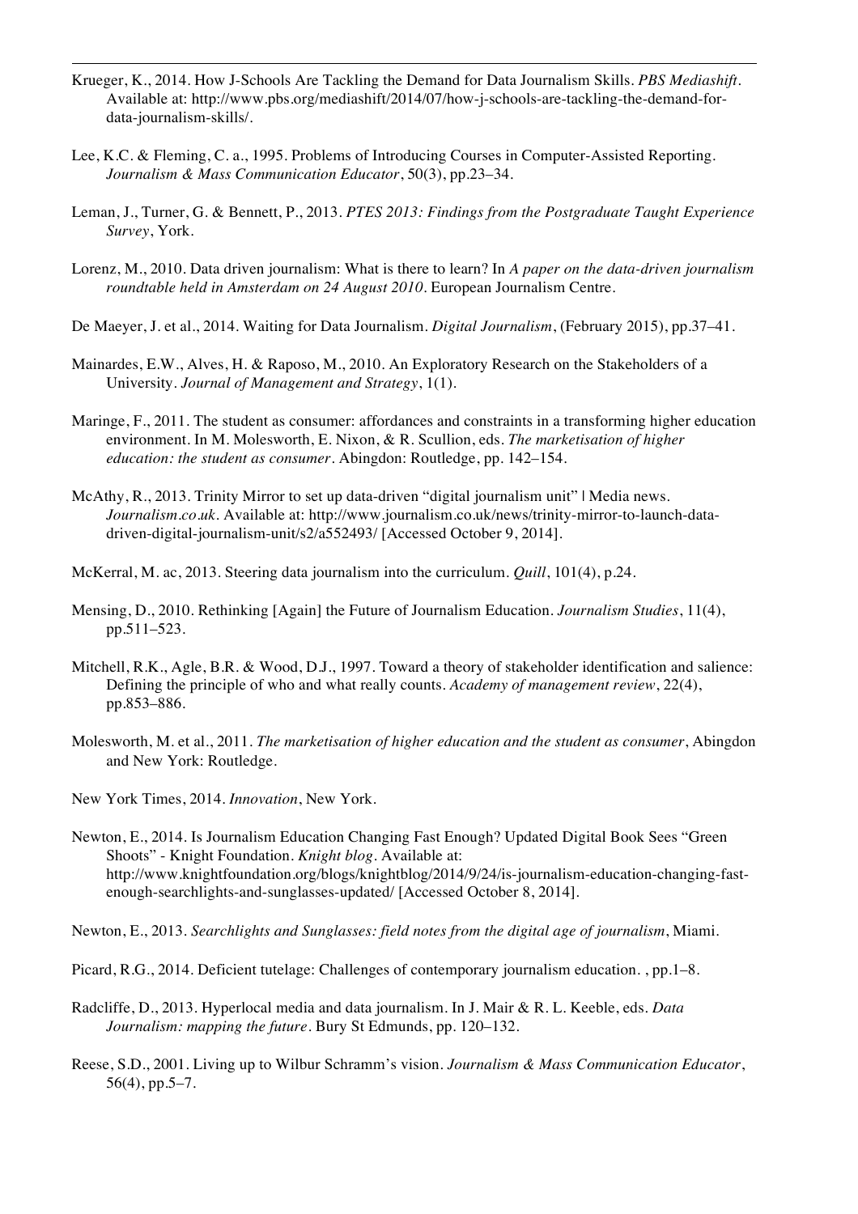Krueger, K., 2014. How J-Schools Are Tackling the Demand for Data Journalism Skills. *PBS Mediashift*. Available at: http://www.pbs.org/mediashift/2014/07/how-j-schools-are-tackling-the-demand-for-data-journalism-skills/.

Lee, K.C. & Fleming, C. a., 1995. Problems of Introducing Courses in Computer-Assisted Reporting. *Journalism & Mass Communication Educator*, 50(3), pp.23–34.

Leman, J., Turner, G. & Bennett, P., 2013. *PTES 2013: Findings from the Postgraduate Taught Experience Survey*, York.

Lorenz, M., 2010. Data driven journalism: What is there to learn? In *A paper on the data-driven journalism roundtable held in Amsterdam on 24 August 2010*. European Journalism Centre.

De Maeyer, J. et al., 2014. Waiting for Data Journalism. *Digital Journalism*, (February 2015), pp.37–41.

Mainardes, E.W., Alves, H. & Raposo, M., 2010. An Exploratory Research on the Stakeholders of a University. *Journal of Management and Strategy*, 1(1).

Maringe, F., 2011. The student as consumer: affordances and constraints in a transforming higher education environment. In M. Molesworth, E. Nixon, & R. Scullion, eds. *The marketisation of higher education: the student as consumer*. Abingdon: Routledge, pp. 142–154.

McAthy, R., 2013. Trinity Mirror to set up data-driven "digital journalism unit" | Media news. *Journalism.co.uk*. Available at: http://www.journalism.co.uk/news/trinity-mirror-to-launch-data-driven-digital-journalism-unit/s2/a552493/ [Accessed October 9, 2014].

McKerral, M. ac, 2013. Steering data journalism into the curriculum. *Quill*, 101(4), p.24.

Mensing, D., 2010. Rethinking [Again] the Future of Journalism Education. *Journalism Studies*, 11(4), pp.511–523.

Mitchell, R.K., Agle, B.R. & Wood, D.J., 1997. Toward a theory of stakeholder identification and salience: Defining the principle of who and what really counts. *Academy of management review*, 22(4), pp.853–886.

Molesworth, M. et al., 2011. *The marketisation of higher education and the student as consumer*, Abingdon and New York: Routledge.

New York Times, 2014. *Innovation*, New York.

Newton, E., 2014. Is Journalism Education Changing Fast Enough? Updated Digital Book Sees "Green Shoots" - Knight Foundation. *Knight blog*. Available at: http://www.knightfoundation.org/blogs/knightblog/2014/9/24/is-journalism-education-changing-fast-enough-searchlights-and-sunglasses-updated/ [Accessed October 8, 2014].

Newton, E., 2013. *Searchlights and Sunglasses: field notes from the digital age of journalism*, Miami.

Picard, R.G., 2014. Deficient tutelage: Challenges of contemporary journalism education. , pp.1–8.

Radcliffe, D., 2013. Hyperlocal media and data journalism. In J. Mair & R. L. Keeble, eds. *Data Journalism: mapping the future*. Bury St Edmunds, pp. 120–132.

Reese, S.D., 2001. Living up to Wilbur Schramm's vision. *Journalism & Mass Communication Educator*, 56(4), pp.5–7.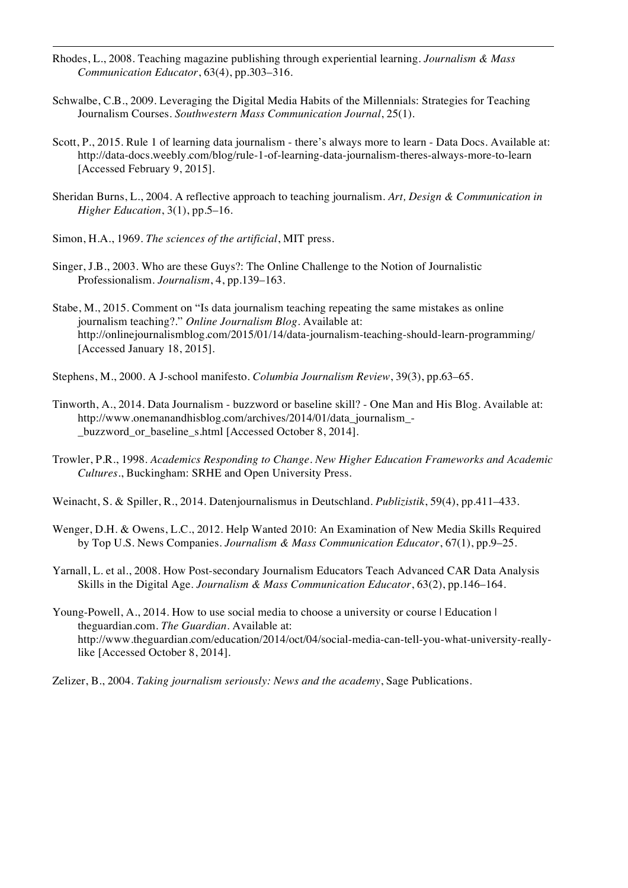Rhodes, L., 2008. Teaching magazine publishing through experiential learning. *Journalism & Mass Communication Educator*, 63(4), pp.303–316.

Schwalbe, C.B., 2009. Leveraging the Digital Media Habits of the Millennials: Strategies for Teaching Journalism Courses. *Southwestern Mass Communication Journal*, 25(1).

Scott, P., 2015. Rule 1 of learning data journalism - there's always more to learn - Data Docs. Available at: http://data-docs.weebly.com/blog/rule-1-of-learning-data-journalism-theres-always-more-to-learn [Accessed February 9, 2015].

Sheridan Burns, L., 2004. A reflective approach to teaching journalism. *Art, Design & Communication in Higher Education*, 3(1), pp.5–16.

Simon, H.A., 1969. *The sciences of the artificial*, MIT press.

Singer, J.B., 2003. Who are these Guys?: The Online Challenge to the Notion of Journalistic Professionalism. *Journalism*, 4, pp.139–163.

Stabe, M., 2015. Comment on "Is data journalism teaching repeating the same mistakes as online journalism teaching?." *Online Journalism Blog*. Available at: http://onlinejournalismblog.com/2015/01/14/data-journalism-teaching-should-learn-programming/ [Accessed January 18, 2015].

Stephens, M., 2000. A J-school manifesto. *Columbia Journalism Review*, 39(3), pp.63–65.

Tinworth, A., 2014. Data Journalism - buzzword or baseline skill? - One Man and His Blog. Available at: http://www.onemanandhisblog.com/archives/2014/01/data_journalism_-_buzzword_or_baseline_s.html [Accessed October 8, 2014].

Trowler, P.R., 1998. *Academics Responding to Change. New Higher Education Frameworks and Academic Cultures.*, Buckingham: SRHE and Open University Press.

Weinacht, S. & Spiller, R., 2014. Datenjournalismus in Deutschland. *Publizistik*, 59(4), pp.411–433.

Wenger, D.H. & Owens, L.C., 2012. Help Wanted 2010: An Examination of New Media Skills Required by Top U.S. News Companies. *Journalism & Mass Communication Educator*, 67(1), pp.9–25.

Yarnall, L. et al., 2008. How Post-secondary Journalism Educators Teach Advanced CAR Data Analysis Skills in the Digital Age. *Journalism & Mass Communication Educator*, 63(2), pp.146–164.

Young-Powell, A., 2014. How to use social media to choose a university or course | Education | theguardian.com. *The Guardian*. Available at: http://www.theguardian.com/education/2014/oct/04/social-media-can-tell-you-what-university-really-like [Accessed October 8, 2014].

Zelizer, B., 2004. *Taking journalism seriously: News and the academy*, Sage Publications.